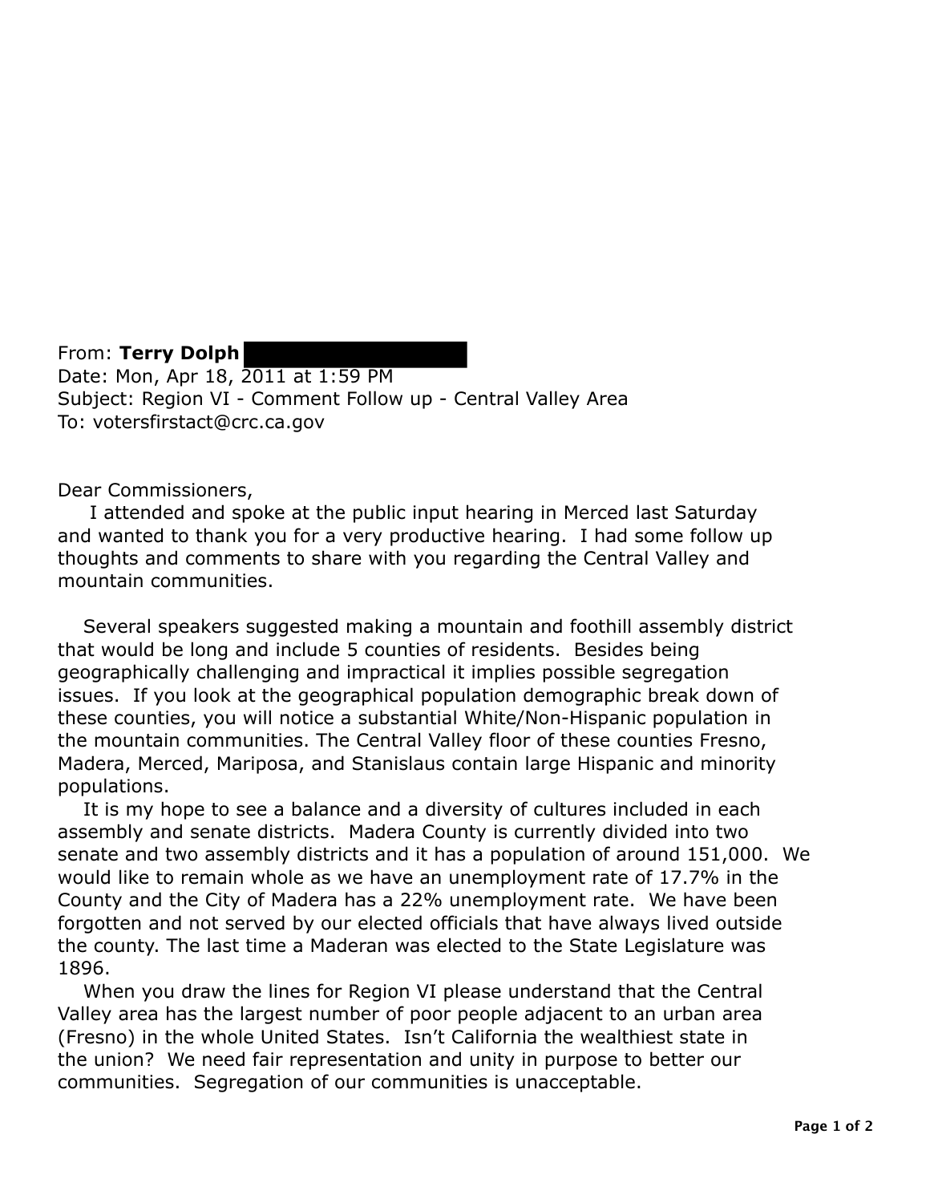From: **Terry Dolph**  
Date: Mon, Apr 18, 2011 at 1:59 PM  
Subject: Region VI - Comment Follow up - Central Valley Area  
To: votersfirstact@crc.ca.gov

Dear Commissioners,

I attended and spoke at the public input hearing in Merced last Saturday and wanted to thank you for a very productive hearing. I had some follow up thoughts and comments to share with you regarding the Central Valley and mountain communities.

Several speakers suggested making a mountain and foothill assembly district that would be long and include 5 counties of residents. Besides being geographically challenging and impractical it implies possible segregation issues. If you look at the geographical population demographic break down of these counties, you will notice a substantial White/Non-Hispanic population in the mountain communities. The Central Valley floor of these counties Fresno, Madera, Merced, Mariposa, and Stanislaus contain large Hispanic and minority populations.

It is my hope to see a balance and a diversity of cultures included in each assembly and senate districts. Madera County is currently divided into two senate and two assembly districts and it has a population of around 151,000. We would like to remain whole as we have an unemployment rate of 17.7% in the County and the City of Madera has a 22% unemployment rate. We have been forgotten and not served by our elected officials that have always lived outside the county. The last time a Maderan was elected to the State Legislature was 1896.

When you draw the lines for Region VI please understand that the Central Valley area has the largest number of poor people adjacent to an urban area (Fresno) in the whole United States. Isn't California the wealthiest state in the union? We need fair representation and unity in purpose to better our communities. Segregation of our communities is unacceptable.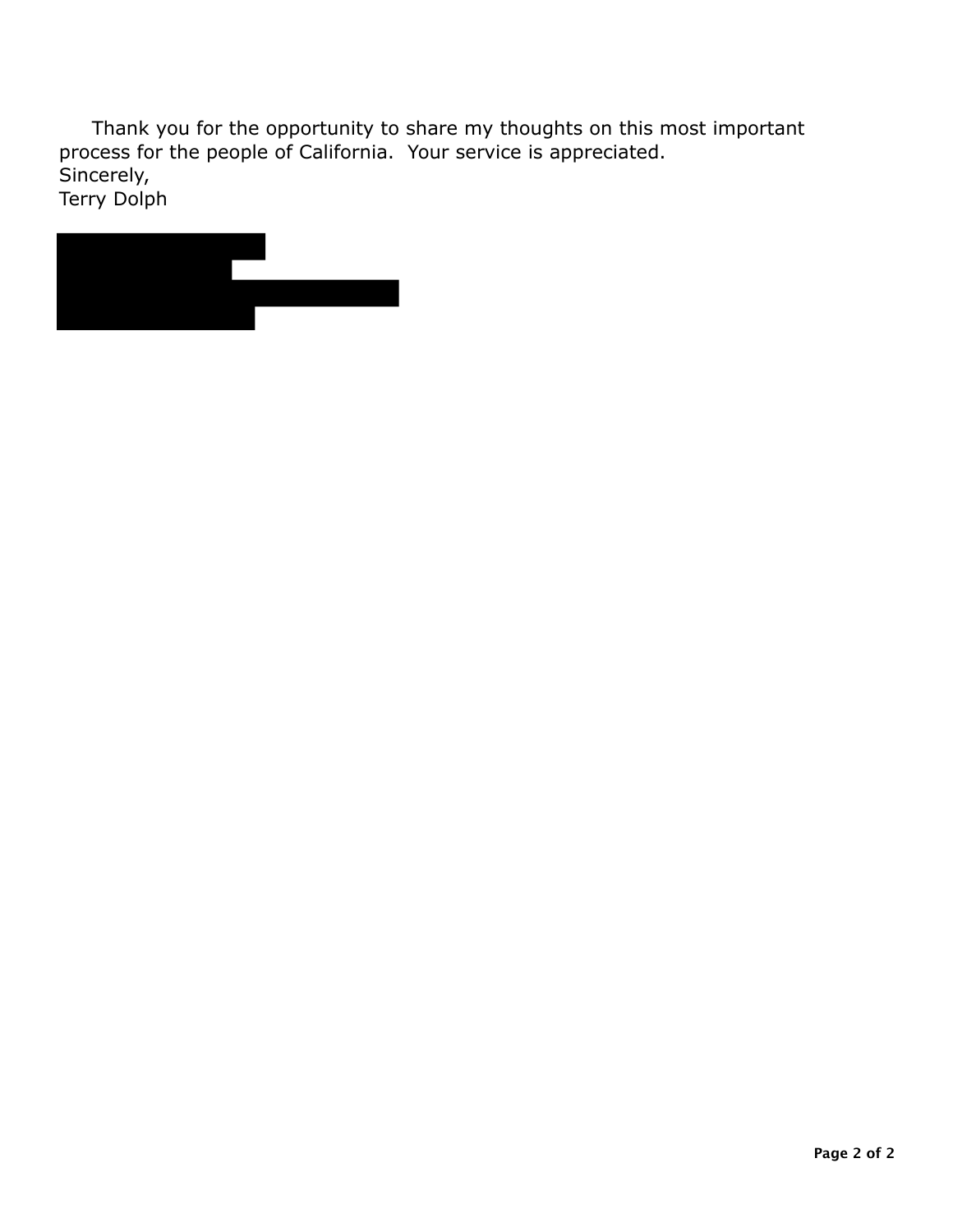Thank you for the opportunity to share my thoughts on this most important process for the people of California. Your service is appreciated.

Sincerely,

Terry Dolph